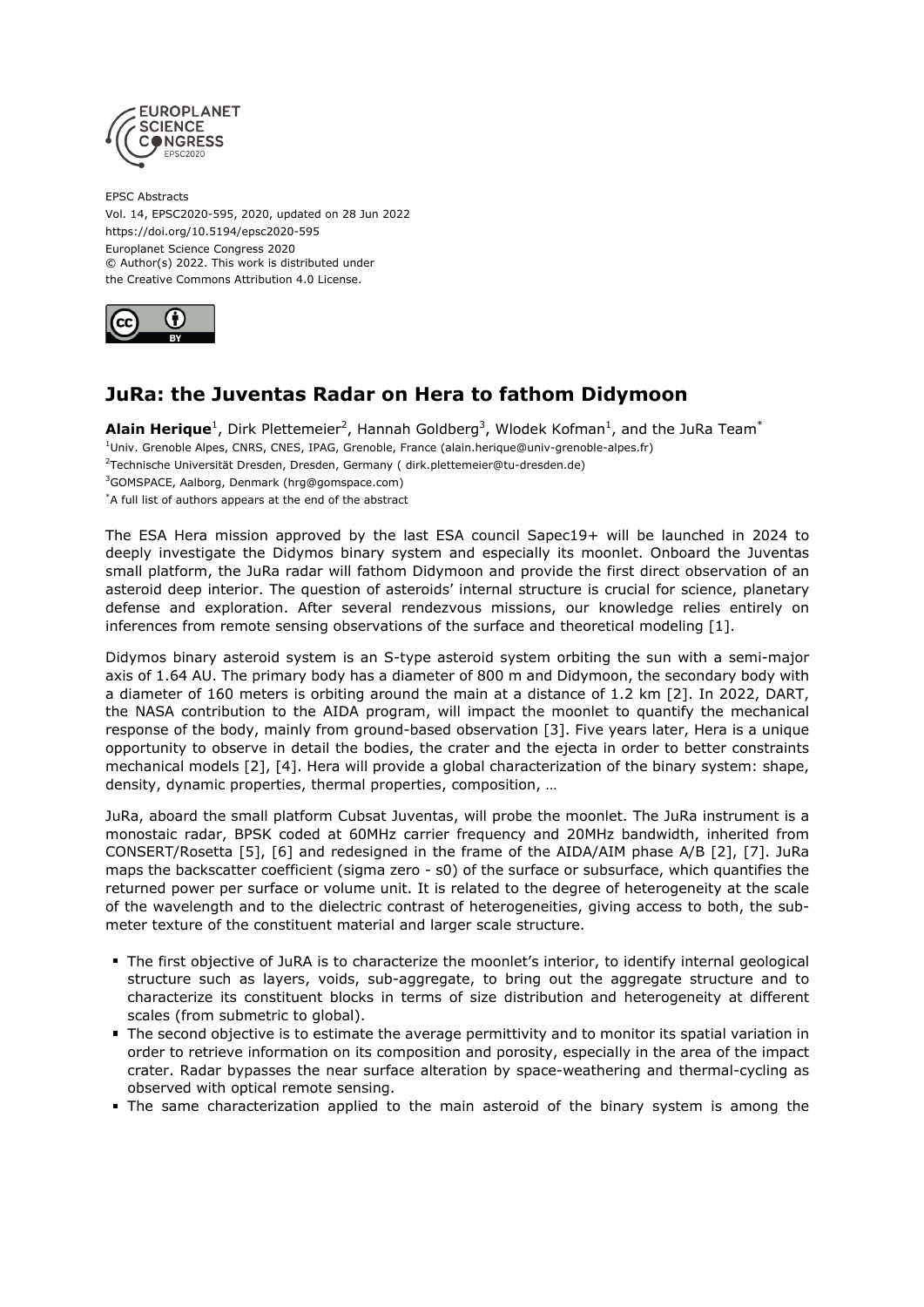EPSC Abstracts
Vol. 14, EPSC2020-595, 2020, updated on 28 Jun 2022
https://doi.org/10.5194/epsc2020-595
Europlanet Science Congress 2020
© Author(s) 2022. This work is distributed under
the Creative Commons Attribution 4.0 License.

# JuRa: the Juventas Radar on Hera to fathom Didymoon

**Alain Herique**[1], Dirk Plettemeier[2], Hannah Goldberg[3], Wlodek Kofman[1], and the JuRa Team[*]

[1]Univ. Grenoble Alpes, CNRS, CNES, IPAG, Grenoble, France (alain.herique@univ-grenoble-alpes.fr)
[2]Technische Universität Dresden, Dresden, Germany ( dirk.plettemeier@tu-dresden.de)
[3]GOMSPACE, Aalborg, Denmark (hrg@gomspace.com)
[*]A full list of authors appears at the end of the abstract

The ESA Hera mission approved by the last ESA council Sapec19+ will be launched in 2024 to deeply investigate the Didymos binary system and especially its moonlet. Onboard the Juventas small platform, the JuRa radar will fathom Didymoon and provide the first direct observation of an asteroid deep interior. The question of asteroids' internal structure is crucial for science, planetary defense and exploration. After several rendezvous missions, our knowledge relies entirely on inferences from remote sensing observations of the surface and theoretical modeling [1].

Didymos binary asteroid system is an S-type asteroid system orbiting the sun with a semi-major axis of 1.64 AU. The primary body has a diameter of 800 m and Didymoon, the secondary body with a diameter of 160 meters is orbiting around the main at a distance of 1.2 km [2]. In 2022, DART, the NASA contribution to the AIDA program, will impact the moonlet to quantify the mechanical response of the body, mainly from ground-based observation [3]. Five years later, Hera is a unique opportunity to observe in detail the bodies, the crater and the ejecta in order to better constraints mechanical models [2], [4]. Hera will provide a global characterization of the binary system: shape, density, dynamic properties, thermal properties, composition, …

JuRa, aboard the small platform Cubsat Juventas, will probe the moonlet. The JuRa instrument is a monostaic radar, BPSK coded at 60MHz carrier frequency and 20MHz bandwidth, inherited from CONSERT/Rosetta [5], [6] and redesigned in the frame of the AIDA/AIM phase A/B [2], [7]. JuRa maps the backscatter coefficient (sigma zero - s0) of the surface or subsurface, which quantifies the returned power per surface or volume unit. It is related to the degree of heterogeneity at the scale of the wavelength and to the dielectric contrast of heterogeneities, giving access to both, the sub-meter texture of the constituent material and larger scale structure.

- The first objective of JuRA is to characterize the moonlet's interior, to identify internal geological structure such as layers, voids, sub-aggregate, to bring out the aggregate structure and to characterize its constituent blocks in terms of size distribution and heterogeneity at different scales (from submetric to global).
- The second objective is to estimate the average permittivity and to monitor its spatial variation in order to retrieve information on its composition and porosity, especially in the area of the impact crater. Radar bypasses the near surface alteration by space-weathering and thermal-cycling as observed with optical remote sensing.
- The same characterization applied to the main asteroid of the binary system is among the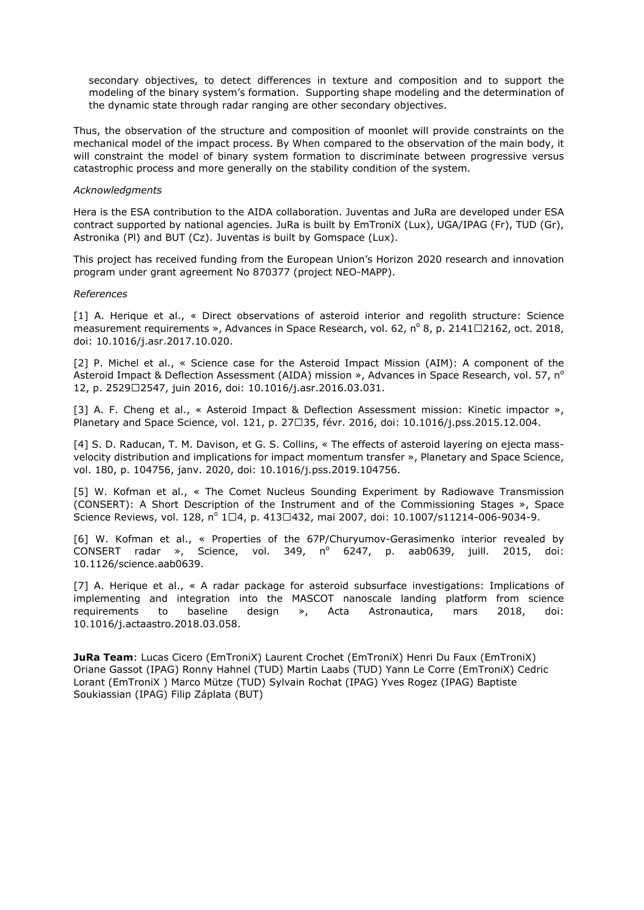secondary objectives, to detect differences in texture and composition and to support the modeling of the binary system's formation. Supporting shape modeling and the determination of the dynamic state through radar ranging are other secondary objectives.

Thus, the observation of the structure and composition of moonlet will provide constraints on the mechanical model of the impact process. By When compared to the observation of the main body, it will constraint the model of binary system formation to discriminate between progressive versus catastrophic process and more generally on the stability condition of the system.

*Acknowledgments*

Hera is the ESA contribution to the AIDA collaboration. Juventas and JuRa are developed under ESA contract supported by national agencies. JuRa is built by EmTroniX (Lux), UGA/IPAG (Fr), TUD (Gr), Astronika (Pl) and BUT (Cz). Juventas is built by Gomspace (Lux).

This project has received funding from the European Union's Horizon 2020 research and innovation program under grant agreement No 870377 (project NEO-MAPP).

*References*

[1] A. Herique et al., « Direct observations of asteroid interior and regolith structure: Science measurement requirements », Advances in Space Research, vol. 62, n° 8, p. 2141□2162, oct. 2018, doi: 10.1016/j.asr.2017.10.020.

[2] P. Michel et al., « Science case for the Asteroid Impact Mission (AIM): A component of the Asteroid Impact & Deflection Assessment (AIDA) mission », Advances in Space Research, vol. 57, n° 12, p. 2529□2547, juin 2016, doi: 10.1016/j.asr.2016.03.031.

[3] A. F. Cheng et al., « Asteroid Impact & Deflection Assessment mission: Kinetic impactor », Planetary and Space Science, vol. 121, p. 27□35, févr. 2016, doi: 10.1016/j.pss.2015.12.004.

[4] S. D. Raducan, T. M. Davison, et G. S. Collins, « The effects of asteroid layering on ejecta mass-velocity distribution and implications for impact momentum transfer », Planetary and Space Science, vol. 180, p. 104756, janv. 2020, doi: 10.1016/j.pss.2019.104756.

[5] W. Kofman et al., « The Comet Nucleus Sounding Experiment by Radiowave Transmission (CONSERT): A Short Description of the Instrument and of the Commissioning Stages », Space Science Reviews, vol. 128, n° 1□4, p. 413□432, mai 2007, doi: 10.1007/s11214-006-9034-9.

[6] W. Kofman et al., « Properties of the 67P/Churyumov-Gerasimenko interior revealed by CONSERT radar », Science, vol. 349, n° 6247, p. aab0639, juill. 2015, doi: 10.1126/science.aab0639.

[7] A. Herique et al., « A radar package for asteroid subsurface investigations: Implications of implementing and integration into the MASCOT nanoscale landing platform from science requirements to baseline design », Acta Astronautica, mars 2018, doi: 10.1016/j.actaastro.2018.03.058.

**JuRa Team**: Lucas Cicero (EmTroniX) Laurent Crochet (EmTroniX) Henri Du Faux (EmTroniX) Oriane Gassot (IPAG) Ronny Hahnel (TUD) Martin Laabs (TUD) Yann Le Corre (EmTroniX) Cedric Lorant (EmTroniX ) Marco Mütze (TUD) Sylvain Rochat (IPAG) Yves Rogez (IPAG) Baptiste Soukiassian (IPAG) Filip Záplata (BUT)